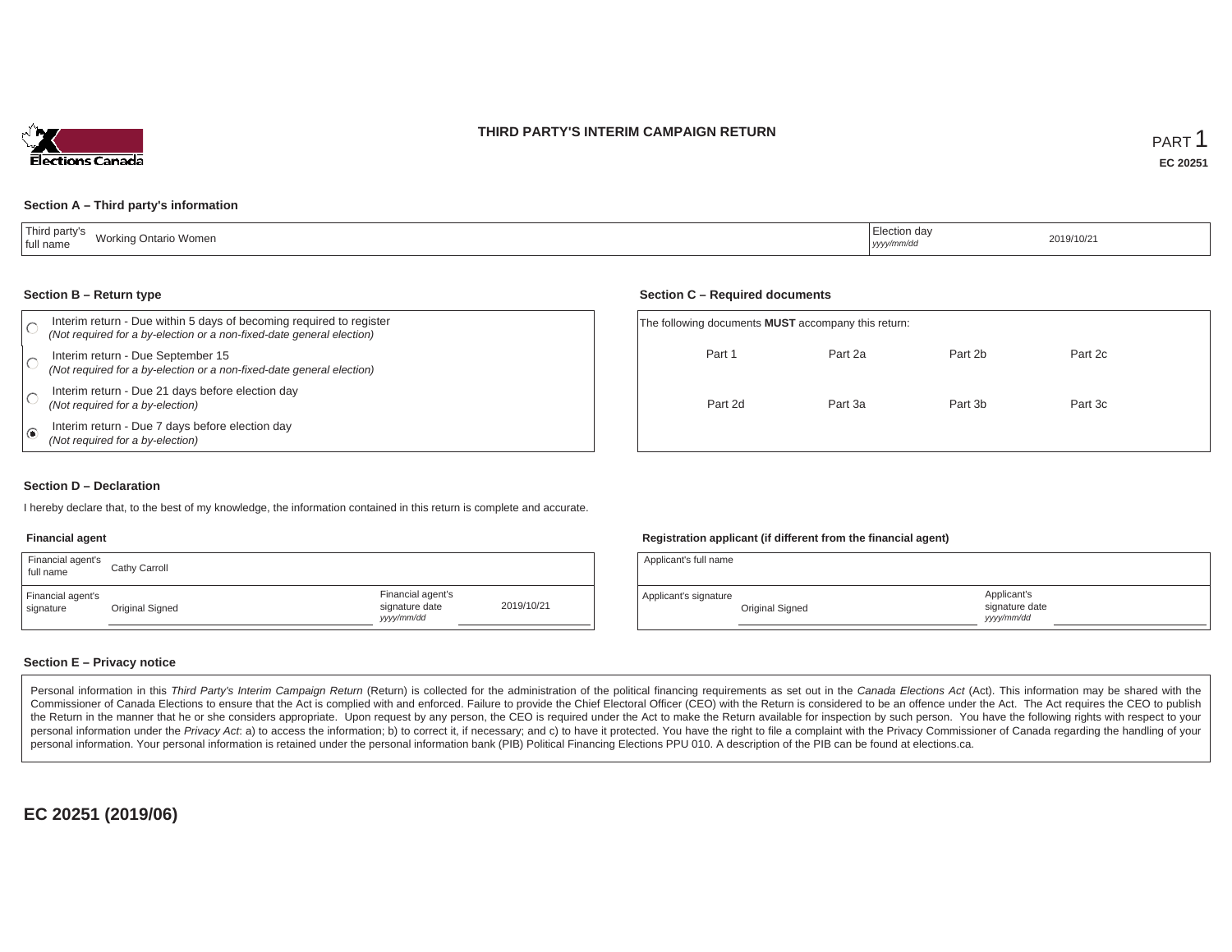# THIRD PARTY'S INTERIM CAMPAIGN RETURN

PART 1

**EC 20251**

### Section A – Third party's information

| | | | |
|---|---|---|---|
| Third party's full name | Working Ontario Women | Election day *yyyy/mm/dd* | 2019/10/21 |

### Section B – Return type

- ◯ Interim return - Due within 5 days of becoming required to register *(Not required for a by-election or a non-fixed-date general election)*
- ◯ Interim return - Due September 15 *(Not required for a by-election or a non-fixed-date general election)*
- ◯ Interim return - Due 21 days before election day *(Not required for a by-election)*
- ◉ Interim return - Due 7 days before election day *(Not required for a by-election)*

### Section C – Required documents

The following documents **MUST** accompany this return:

| | | | |
|---|---|---|---|
| Part 1 | Part 2a | Part 2b | Part 2c |
| Part 2d | Part 3a | Part 3b | Part 3c |

### Section D – Declaration

I hereby declare that, to the best of my knowledge, the information contained in this return is complete and accurate.

**Financial agent**

| | | | |
|---|---|---|---|
| Financial agent's full name | Cathy Carroll | | |
| Financial agent's signature | Original Signed | Financial agent's signature date *yyyy/mm/dd* | 2019/10/21 |

**Registration applicant (if different from the financial agent)**

| | | | |
|---|---|---|---|
| Applicant's full name | | | |
| Applicant's signature | Original Signed | Applicant's signature date *yyyy/mm/dd* | |

### Section E – Privacy notice

Personal information in this *Third Party's Interim Campaign Return* (Return) is collected for the administration of the political financing requirements as set out in the *Canada Elections Act* (Act). This information may be shared with the Commissioner of Canada Elections to ensure that the Act is complied with and enforced. Failure to provide the Chief Electoral Officer (CEO) with the Return is considered to be an offence under the Act. The Act requires the CEO to publish the Return in the manner that he or she considers appropriate. Upon request by any person, the CEO is required under the Act to make the Return available for inspection by such person. You have the following rights with respect to your personal information under the *Privacy Act*: a) to access the information; b) to correct it, if necessary; and c) to have it protected. You have the right to file a complaint with the Privacy Commissioner of Canada regarding the handling of your personal information. Your personal information is retained under the personal information bank (PIB) Political Financing Elections PPU 010. A description of the PIB can be found at elections.ca.

**EC 20251 (2019/06)**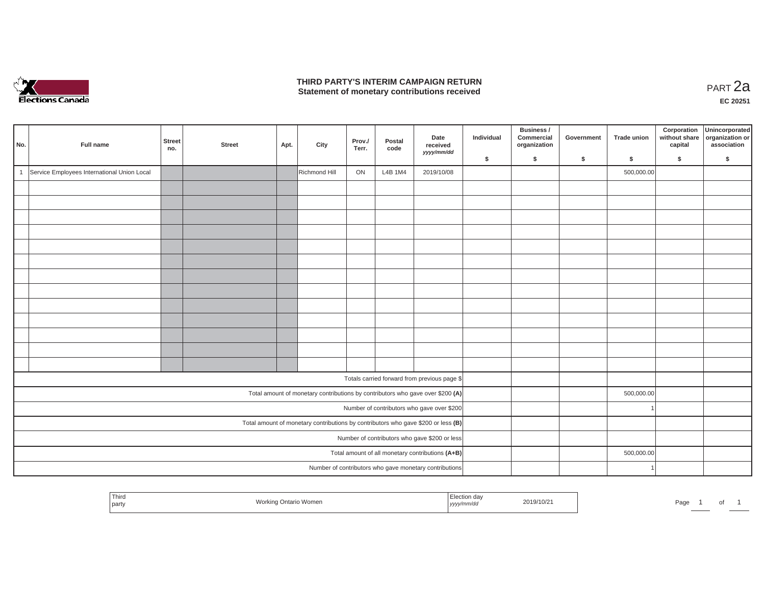# THIRD PARTY'S INTERIM CAMPAIGN RETURN
## Statement of monetary contributions received

PART 2a

**EC 20251**

| No. | Full name | Street no. | Street | Apt. | City | Prov./ Terr. | Postal code | Date received yyyy/mm/dd | Individual $ | Business / Commercial organization $ | Government $ | Trade union $ | Corporation without share capital $ | Unincorporated organization or association $ |
|---|---|---|---|---|---|---|---|---|---|---|---|---|---|---|
| 1 | Service Employees International Union Local | | | | Richmond Hill | ON | L4B 1M4 | 2019/10/08 | | | | 500,000.00 | | |
| | | | | | | | | | | | | | | |
| | | | | | | | | | | | | | | |
| | | | | | | | | | | | | | | |
| | | | | | | | | | | | | | | |
| | | | | | | | | | | | | | | |
| | | | | | | | | | | | | | | |
| | | | | | | | | | | | | | | |
| | | | | | | | | | | | | | | |
| | | | | | | | | | | | | | | |
| | | | | | | | | | | | | | | |
| | | | | | | | | | | | | | | |
| | | | | | | | | | | | | | | |
| | | | | | | | | | | | | | | |
| | Totals carried forward from previous page $ | | | | | | | | | | | | | |
| | Total amount of monetary contributions by contributors who gave over $200 **(A)** | | | | | | | | | | | 500,000.00 | | |
| | Number of contributors who gave over $200 | | | | | | | | | | | 1 | | |
| | Total amount of monetary contributions by contributors who gave $200 or less **(B)** | | | | | | | | | | | | | |
| | Number of contributors who gave $200 or less | | | | | | | | | | | | | |
| | Total amount of all monetary contributions **(A+B)** | | | | | | | | | | | 500,000.00 | | |
| | Number of contributors who gave monetary contributions | | | | | | | | | | | 1 | | |

| Third party | Working Ontario Women | Election day yyyy/mm/dd | 2019/10/21 |
|---|---|---|---|

Page 1 of 1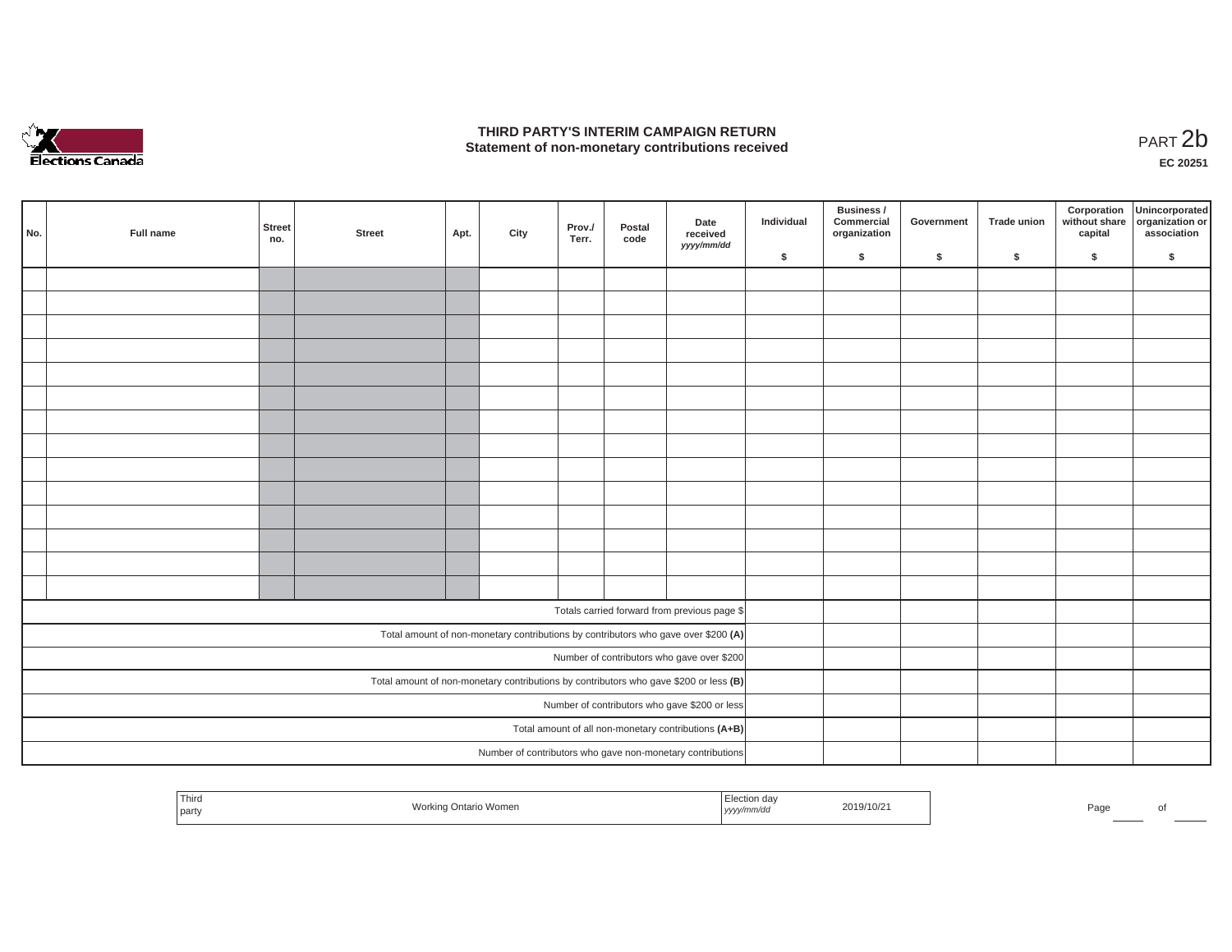# THIRD PARTY'S INTERIM CAMPAIGN RETURN
## Statement of non-monetary contributions received

PART 2b

**EC 20251**

| No. | Full name | Street no. | Street | Apt. | City | Prov./ Terr. | Postal code | Date received *yyyy/mm/dd* | Individual $ | Business / Commercial organization $ | Government $ | Trade union $ | Corporation without share capital $ | Unincorporated organization or association $ |
|---|---|---|---|---|---|---|---|---|---|---|---|---|---|---|
| | | | | | | | | | | | | | | |
| | | | | | | | | | | | | | | |
| | | | | | | | | | | | | | | |
| | | | | | | | | | | | | | | |
| | | | | | | | | | | | | | | |
| | | | | | | | | | | | | | | |
| | | | | | | | | | | | | | | |
| | | | | | | | | | | | | | | |
| | | | | | | | | | | | | | | |
| | | | | | | | | | | | | | | |
| | | | | | | | | | | | | | | |
| | | | | | | | | | | | | | | |
| | | | | | | | | | | | | | | |
| | | | | | | | | | | | | | | |
| Totals carried forward from previous page $ | | | | | | | | | | | | | | |
| Total amount of non-monetary contributions by contributors who gave over $200 **(A)** | | | | | | | | | | | | | | |
| Number of contributors who gave over $200 | | | | | | | | | | | | | | |
| Total amount of non-monetary contributions by contributors who gave $200 or less **(B)** | | | | | | | | | | | | | | |
| Number of contributors who gave $200 or less | | | | | | | | | | | | | | |
| Total amount of all non-monetary contributions **(A+B)** | | | | | | | | | | | | | | |
| Number of contributors who gave non-monetary contributions | | | | | | | | | | | | | | |

| Third party | Working Ontario Women | Election day *yyyy/mm/dd* | 2019/10/21 |
|---|---|---|---|

Page ____ of ____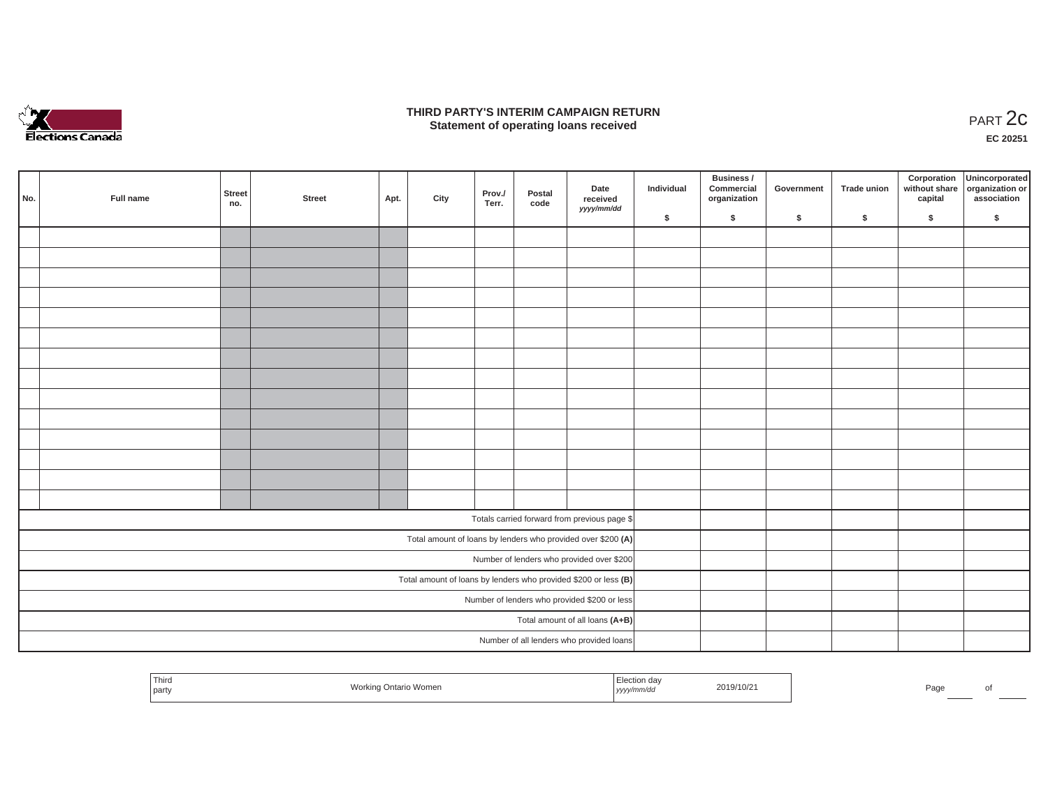# THIRD PARTY'S INTERIM CAMPAIGN RETURN
## Statement of operating loans received

PART 2c

EC 20251

| No. | Full name | Street no. | Street | Apt. | City | Prov./ Terr. | Postal code | Date received yyyy/mm/dd | Individual $ | Business / Commercial organization $ | Government $ | Trade union $ | Corporation without share capital $ | Unincorporated organization or association $ |
|---|---|---|---|---|---|---|---|---|---|---|---|---|---|---|
| | | | | | | | | | | | | | | |
| | | | | | | | | | | | | | | |
| | | | | | | | | | | | | | | |
| | | | | | | | | | | | | | | |
| | | | | | | | | | | | | | | |
| | | | | | | | | | | | | | | |
| | | | | | | | | | | | | | | |
| | | | | | | | | | | | | | | |
| | | | | | | | | | | | | | | |
| | | | | | | | | | | | | | | |
| | | | | | | | | | | | | | | |
| | | | | | | | | | | | | | | |
| | | | | | | | | | | | | | | |
| | | | | | | | | | | | | | | |
| Totals carried forward from previous page $ | | | | | | | | | | | | | | |
| Total amount of loans by lenders who provided over $200 **(A)** | | | | | | | | | | | | | | |
| Number of lenders who provided over $200 | | | | | | | | | | | | | | |
| Total amount of loans by lenders who provided $200 or less **(B)** | | | | | | | | | | | | | | |
| Number of lenders who provided $200 or less | | | | | | | | | | | | | | |
| Total amount of all loans **(A+B)** | | | | | | | | | | | | | | |
| Number of all lenders who provided loans | | | | | | | | | | | | | | |

| Third party | Working Ontario Women | Election day yyyy/mm/dd | 2019/10/21 |
|---|---|---|---|

Page ____ of ____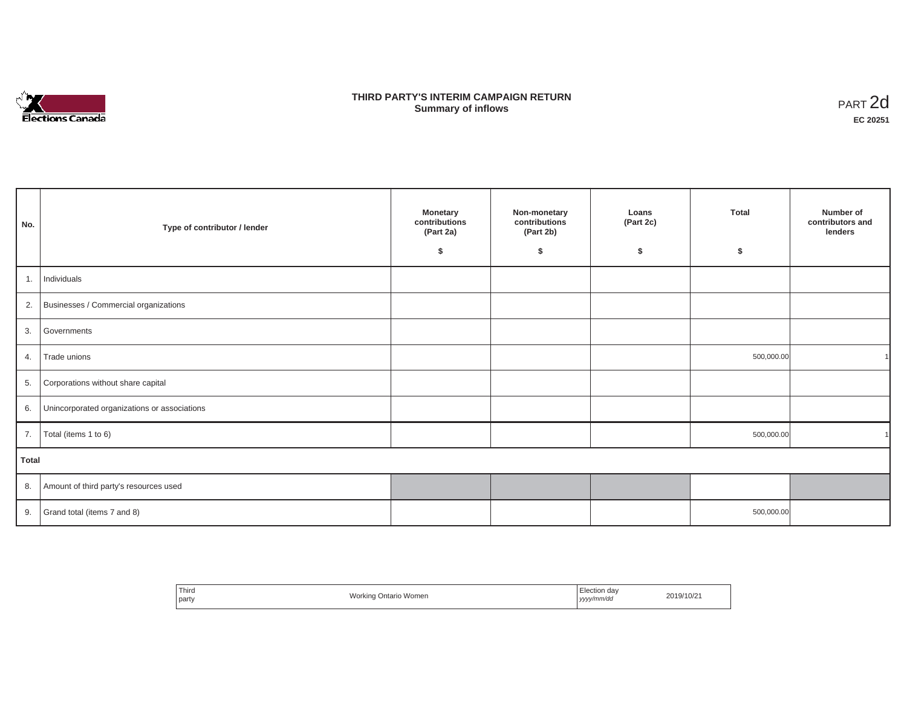Elections Canada

# THIRD PARTY'S INTERIM CAMPAIGN RETURN
## Summary of inflows

PART 2d

**EC 20251**

| No. | Type of contributor / lender | Monetary contributions (Part 2a) $ | Non-monetary contributions (Part 2b) $ | Loans (Part 2c) $ | Total $ | Number of contributors and lenders |
|---|---|---|---|---|---|---|
| 1. | Individuals | | | | | |
| 2. | Businesses / Commercial organizations | | | | | |
| 3. | Governments | | | | | |
| 4. | Trade unions | | | | 500,000.00 | 1 |
| 5. | Corporations without share capital | | | | | |
| 6. | Unincorporated organizations or associations | | | | | |
| 7. | Total (items 1 to 6) | | | | 500,000.00 | 1 |
| **Total** | | | | | | |
| 8. | Amount of third party's resources used | | | | | |
| 9. | Grand total (items 7 and 8) | | | | 500,000.00 | |

| Third party | Working Ontario Women | Election day *yyyy/mm/dd* | 2019/10/21 |
|---|---|---|---|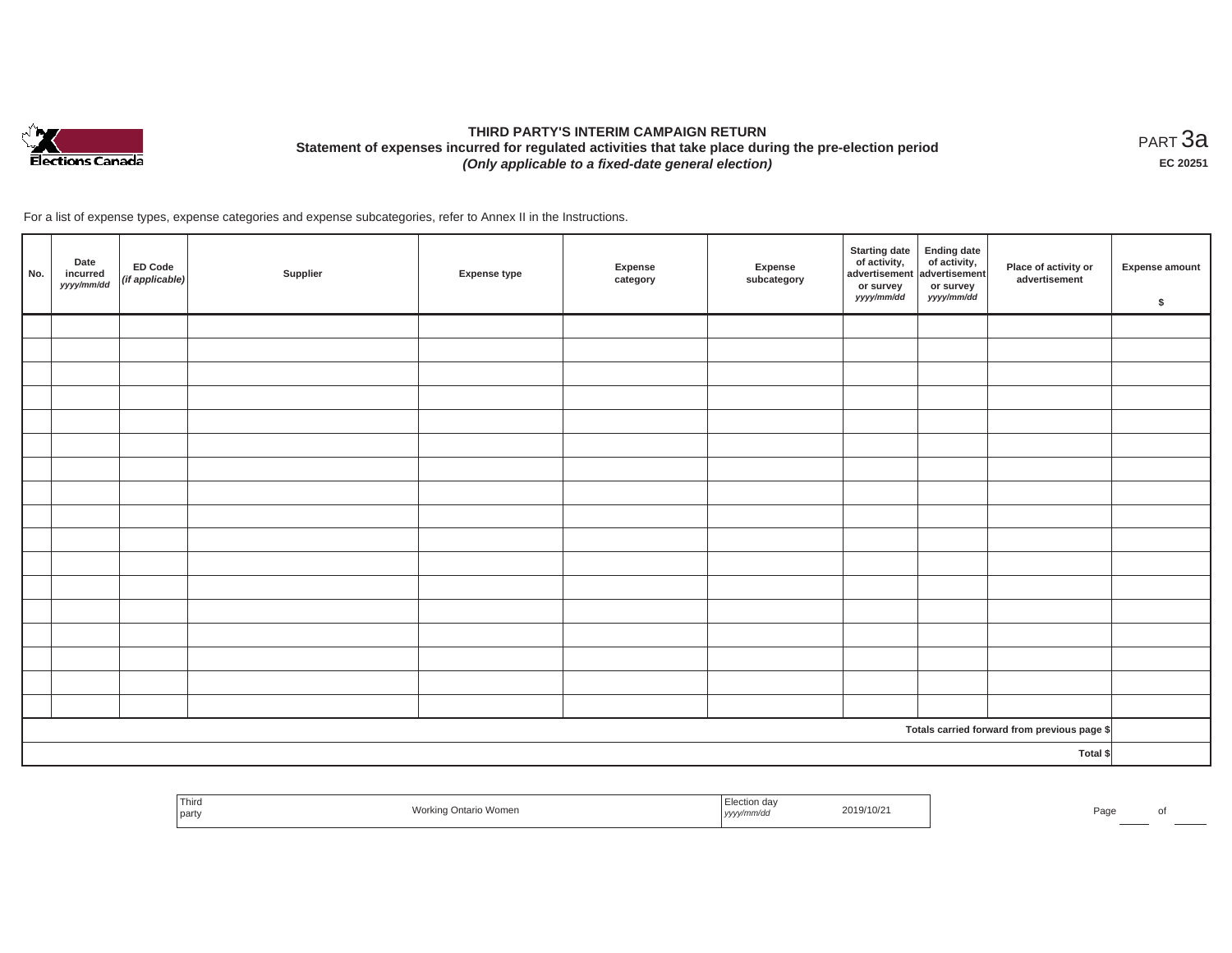# THIRD PARTY'S INTERIM CAMPAIGN RETURN

**Statement of expenses incurred for regulated activities that take place during the pre-election period**

***(Only applicable to a fixed-date general election)***

PART 3a

**EC 20251**

For a list of expense types, expense categories and expense subcategories, refer to Annex II in the Instructions.

| No. | Date incurred *yyyy/mm/dd* | ED Code *(if applicable)* | Supplier | Expense type | Expense category | Expense subcategory | Starting date of activity, advertisement or survey *yyyy/mm/dd* | Ending date of activity, advertisement or survey *yyyy/mm/dd* | Place of activity or advertisement | Expense amount $ |
|---|---|---|---|---|---|---|---|---|---|---|
| | | | | | | | | | | |
| | | | | | | | | | | |
| | | | | | | | | | | |
| | | | | | | | | | | |
| | | | | | | | | | | |
| | | | | | | | | | | |
| | | | | | | | | | | |
| | | | | | | | | | | |
| | | | | | | | | | | |
| | | | | | | | | | | |
| | | | | | | | | | | |
| | | | | | | | | | | |
| | | | | | | | | | | |
| | | | | | | | | | | |
| | | | | | | | | | | |
| | | | | | | | | | | |
| | | | | | | | | | | |
| **Totals carried forward from previous page $** | | | | | | | | | | |
| **Total $** | | | | | | | | | | |

| Third party | Working Ontario Women | Election day *yyyy/mm/dd* | 2019/10/21 |
|---|---|---|---|

Page ___ of ___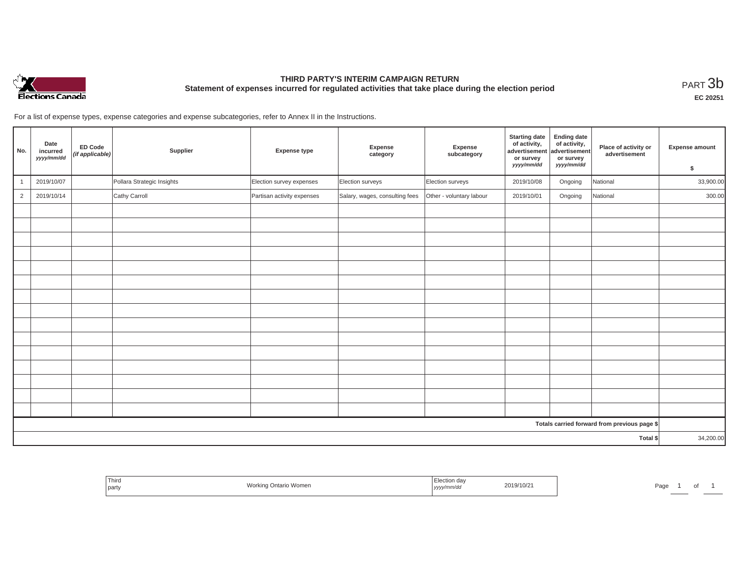# THIRD PARTY'S INTERIM CAMPAIGN RETURN

## Statement of expenses incurred for regulated activities that take place during the election period

PART 3b

**EC 20251**

For a list of expense types, expense categories and expense subcategories, refer to Annex II in the Instructions.

| No. | Date incurred *yyyy/mm/dd* | ED Code *(if applicable)* | Supplier | Expense type | Expense category | Expense subcategory | Starting date of activity, advertisement or survey *yyyy/mm/dd* | Ending date of activity, advertisement or survey *yyyy/mm/dd* | Place of activity or advertisement | Expense amount $ |
|---|---|---|---|---|---|---|---|---|---|---|
| 1 | 2019/10/07 | | Pollara Strategic Insights | Election survey expenses | Election surveys | Election surveys | 2019/10/08 | Ongoing | National | 33,900.00 |
| 2 | 2019/10/14 | | Cathy Carroll | Partisan activity expenses | Salary, wages, consulting fees | Other - voluntary labour | 2019/10/01 | Ongoing | National | 300.00 |
| | | | | | | | | | | |
| | | | | | | | | | | |
| | | | | | | | | | | |
| | | | | | | | | | | |
| | | | | | | | | | | |
| | | | | | | | | | | |
| | | | | | | | | | | |
| | | | | | | | | | | |
| | | | | | | | | | | |
| | | | | | | | | | | |
| | | | | | | | | | | |
| | | | | | | | | | | |
| | | | | | | | | | | |
| | | | | | | | | | | |
| | | | | | | | | | | |
| Totals carried forward from previous page $ | | | | | | | | | | |
| Total $ | | | | | | | | | | 34,200.00 |

| Third party | Working Ontario Women | Election day *yyyy/mm/dd* | 2019/10/21 |
|---|---|---|---|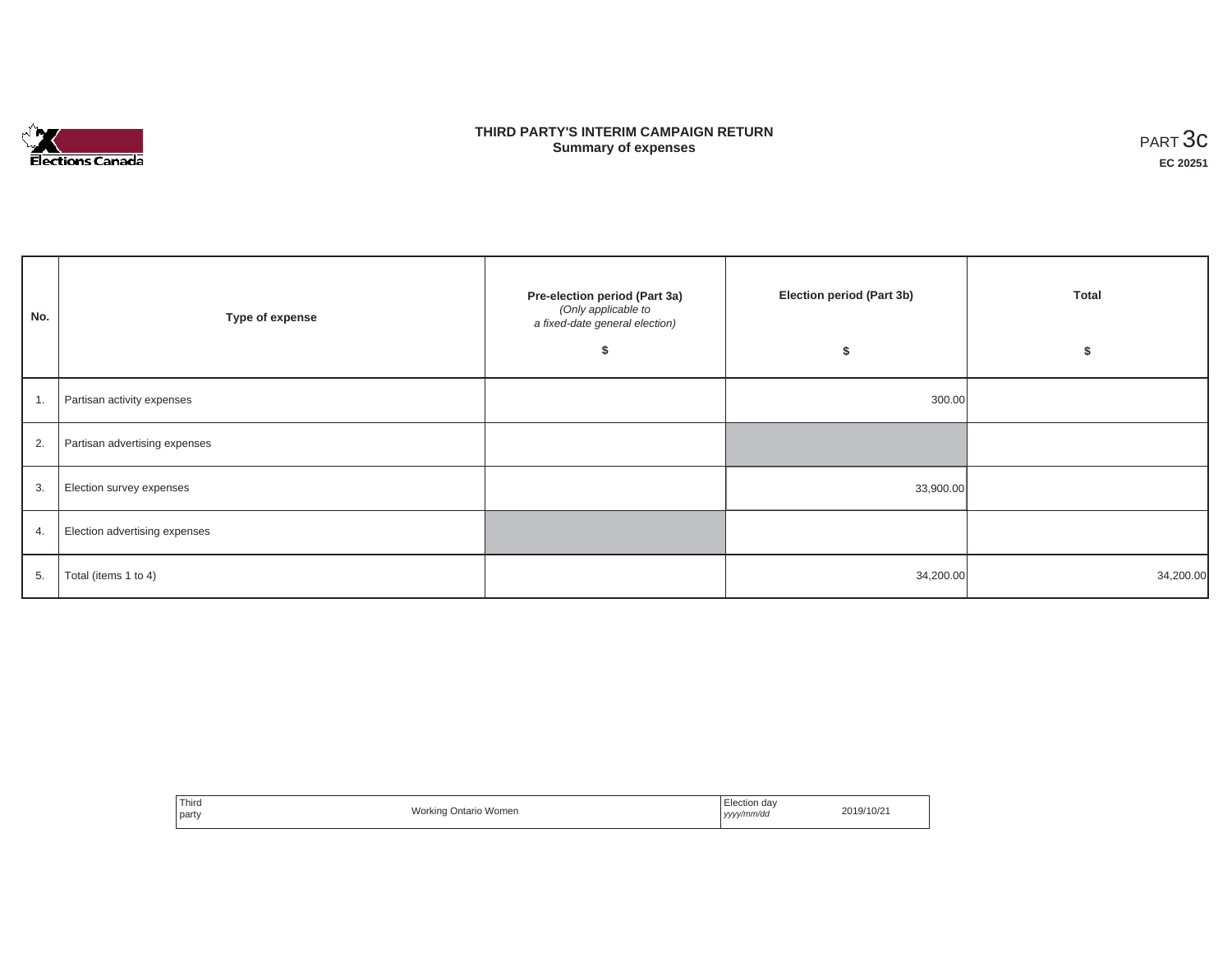# THIRD PARTY'S INTERIM CAMPAIGN RETURN
## Summary of expenses

PART 3c

**EC 20251**

| No. | Type of expense | Pre-election period (Part 3a) *(Only applicable to a fixed-date general election)* $ | Election period (Part 3b) $ | Total $ |
|---|---|---|---|---|
| 1. | Partisan activity expenses | | 300.00 | |
| 2. | Partisan advertising expenses | | | |
| 3. | Election survey expenses | | 33,900.00 | |
| 4. | Election advertising expenses | | | |
| 5. | Total (items 1 to 4) | | 34,200.00 | 34,200.00 |

| Third party | Working Ontario Women | Election day *yyyy/mm/dd* | 2019/10/21 |
|---|---|---|---|